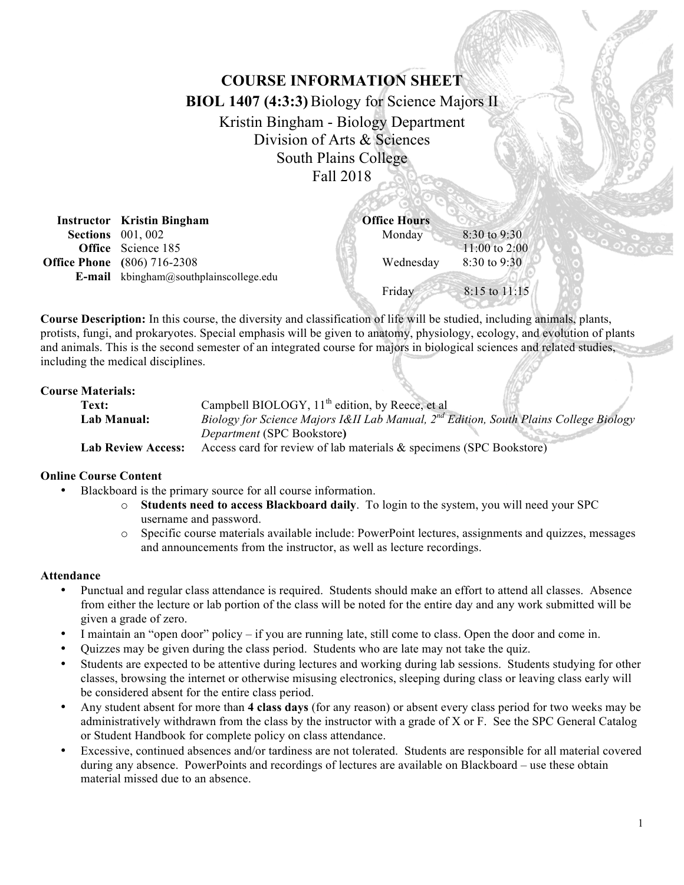# COURSE INFORMATION SHEET

## BIOL 1407 (4:3:3) Biology for Science Majors II

Kristin Bingham - Biology Department
Division of Arts & Sciences
South Plains College
Fall 2018

**Instructor** Kristin Bingham
**Sections** 001, 002
**Office** Science 185
**Office Phone** (806) 716-2308
**E-mail** kbingham@southplainscollege.edu

**Office Hours**

| Day | Time |
| --- | --- |
| Monday | 8:30 to 9:30 |
| | 11:00 to 2:00 |
| Wednesday | 8:30 to 9:30 |
| Friday | 8:15 to 11:15 |

**Course Description:** In this course, the diversity and classification of life will be studied, including animals, plants, protists, fungi, and prokaryotes. Special emphasis will be given to anatomy, physiology, ecology, and evolution of plants and animals. This is the second semester of an integrated course for majors in biological sciences and related studies, including the medical disciplines.

**Course Materials:**

- **Text:** Campbell BIOLOGY, 11th edition, by Reece, et al
- **Lab Manual:** *Biology for Science Majors I&II Lab Manual, 2nd Edition, South Plains College Biology Department* (SPC Bookstore**)**
- **Lab Review Access:** Access card for review of lab materials & specimens (SPC Bookstore)

**Online Course Content**

- Blackboard is the primary source for all course information.
  - **Students need to access Blackboard daily**. To login to the system, you will need your SPC username and password.
  - Specific course materials available include: PowerPoint lectures, assignments and quizzes, messages and announcements from the instructor, as well as lecture recordings.

**Attendance**

- Punctual and regular class attendance is required. Students should make an effort to attend all classes. Absence from either the lecture or lab portion of the class will be noted for the entire day and any work submitted will be given a grade of zero.
- I maintain an "open door" policy – if you are running late, still come to class. Open the door and come in.
- Quizzes may be given during the class period. Students who are late may not take the quiz.
- Students are expected to be attentive during lectures and working during lab sessions. Students studying for other classes, browsing the internet or otherwise misusing electronics, sleeping during class or leaving class early will be considered absent for the entire class period.
- Any student absent for more than **4 class days** (for any reason) or absent every class period for two weeks may be administratively withdrawn from the class by the instructor with a grade of X or F. See the SPC General Catalog or Student Handbook for complete policy on class attendance.
- Excessive, continued absences and/or tardiness are not tolerated. Students are responsible for all material covered during any absence. PowerPoints and recordings of lectures are available on Blackboard – use these obtain material missed due to an absence.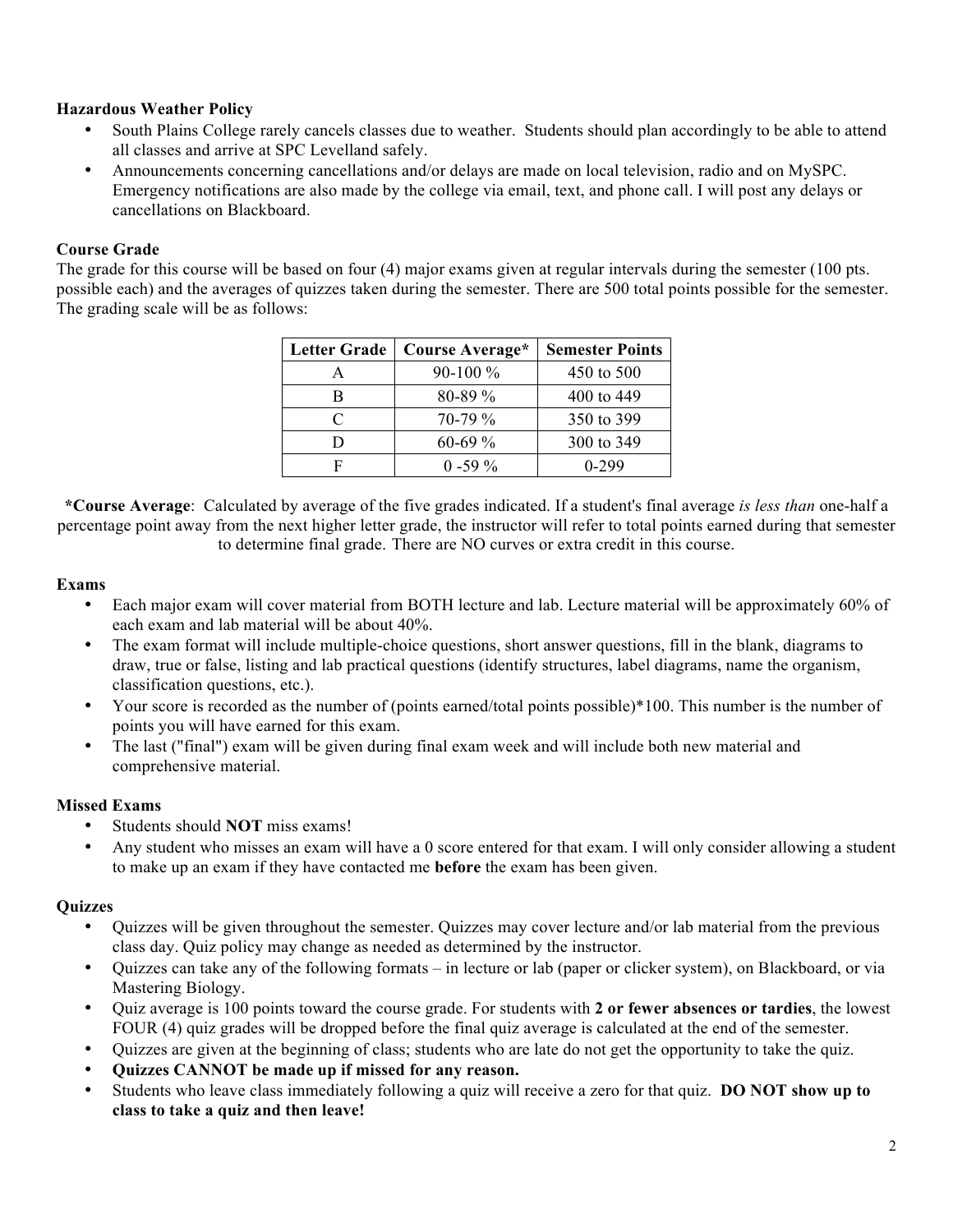**Hazardous Weather Policy**

- South Plains College rarely cancels classes due to weather. Students should plan accordingly to be able to attend all classes and arrive at SPC Levelland safely.
- Announcements concerning cancellations and/or delays are made on local television, radio and on MySPC. Emergency notifications are also made by the college via email, text, and phone call. I will post any delays or cancellations on Blackboard.

**Course Grade**

The grade for this course will be based on four (4) major exams given at regular intervals during the semester (100 pts. possible each) and the averages of quizzes taken during the semester. There are 500 total points possible for the semester. The grading scale will be as follows:

| Letter Grade | Course Average* | Semester Points |
|---|---|---|
| A | 90-100 % | 450 to 500 |
| B | 80-89 % | 400 to 449 |
| C | 70-79 % | 350 to 399 |
| D | 60-69 % | 300 to 349 |
| F | 0 -59 % | 0-299 |

***Course Average**: Calculated by average of the five grades indicated. If a student's final average *is less than* one-half a percentage point away from the next higher letter grade, the instructor will refer to total points earned during that semester to determine final grade. There are NO curves or extra credit in this course.

**Exams**

- Each major exam will cover material from BOTH lecture and lab. Lecture material will be approximately 60% of each exam and lab material will be about 40%.
- The exam format will include multiple-choice questions, short answer questions, fill in the blank, diagrams to draw, true or false, listing and lab practical questions (identify structures, label diagrams, name the organism, classification questions, etc.).
- Your score is recorded as the number of (points earned/total points possible)*100. This number is the number of points you will have earned for this exam.
- The last ("final") exam will be given during final exam week and will include both new material and comprehensive material.

**Missed Exams**

- Students should **NOT** miss exams!
- Any student who misses an exam will have a 0 score entered for that exam. I will only consider allowing a student to make up an exam if they have contacted me **before** the exam has been given.

**Quizzes**

- Quizzes will be given throughout the semester. Quizzes may cover lecture and/or lab material from the previous class day. Quiz policy may change as needed as determined by the instructor.
- Quizzes can take any of the following formats – in lecture or lab (paper or clicker system), on Blackboard, or via Mastering Biology.
- Quiz average is 100 points toward the course grade. For students with **2 or fewer absences or tardies**, the lowest FOUR (4) quiz grades will be dropped before the final quiz average is calculated at the end of the semester.
- Quizzes are given at the beginning of class; students who are late do not get the opportunity to take the quiz.
- **Quizzes CANNOT be made up if missed for any reason.**
- Students who leave class immediately following a quiz will receive a zero for that quiz. **DO NOT show up to class to take a quiz and then leave!**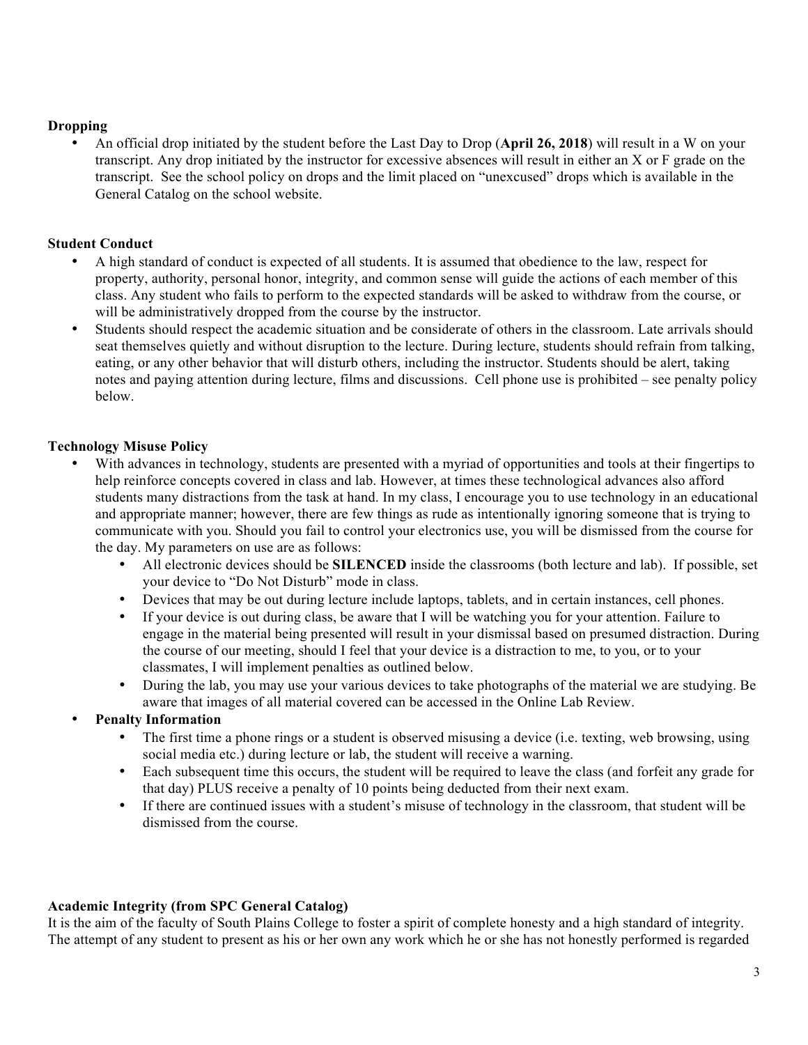**Dropping**

- An official drop initiated by the student before the Last Day to Drop (**April 26, 2018**) will result in a W on your transcript. Any drop initiated by the instructor for excessive absences will result in either an X or F grade on the transcript. See the school policy on drops and the limit placed on "unexcused" drops which is available in the General Catalog on the school website.

**Student Conduct**

- A high standard of conduct is expected of all students. It is assumed that obedience to the law, respect for property, authority, personal honor, integrity, and common sense will guide the actions of each member of this class. Any student who fails to perform to the expected standards will be asked to withdraw from the course, or will be administratively dropped from the course by the instructor.
- Students should respect the academic situation and be considerate of others in the classroom. Late arrivals should seat themselves quietly and without disruption to the lecture. During lecture, students should refrain from talking, eating, or any other behavior that will disturb others, including the instructor. Students should be alert, taking notes and paying attention during lecture, films and discussions. Cell phone use is prohibited – see penalty policy below.

**Technology Misuse Policy**

- With advances in technology, students are presented with a myriad of opportunities and tools at their fingertips to help reinforce concepts covered in class and lab. However, at times these technological advances also afford students many distractions from the task at hand. In my class, I encourage you to use technology in an educational and appropriate manner; however, there are few things as rude as intentionally ignoring someone that is trying to communicate with you. Should you fail to control your electronics use, you will be dismissed from the course for the day. My parameters on use are as follows:
    - All electronic devices should be **SILENCED** inside the classrooms (both lecture and lab). If possible, set your device to "Do Not Disturb" mode in class.
    - Devices that may be out during lecture include laptops, tablets, and in certain instances, cell phones.
    - If your device is out during class, be aware that I will be watching you for your attention. Failure to engage in the material being presented will result in your dismissal based on presumed distraction. During the course of our meeting, should I feel that your device is a distraction to me, to you, or to your classmates, I will implement penalties as outlined below.
    - During the lab, you may use your various devices to take photographs of the material we are studying. Be aware that images of all material covered can be accessed in the Online Lab Review.
- **Penalty Information**
    - The first time a phone rings or a student is observed misusing a device (i.e. texting, web browsing, using social media etc.) during lecture or lab, the student will receive a warning.
    - Each subsequent time this occurs, the student will be required to leave the class (and forfeit any grade for that day) PLUS receive a penalty of 10 points being deducted from their next exam.
    - If there are continued issues with a student's misuse of technology in the classroom, that student will be dismissed from the course.

**Academic Integrity (from SPC General Catalog)**

It is the aim of the faculty of South Plains College to foster a spirit of complete honesty and a high standard of integrity. The attempt of any student to present as his or her own any work which he or she has not honestly performed is regarded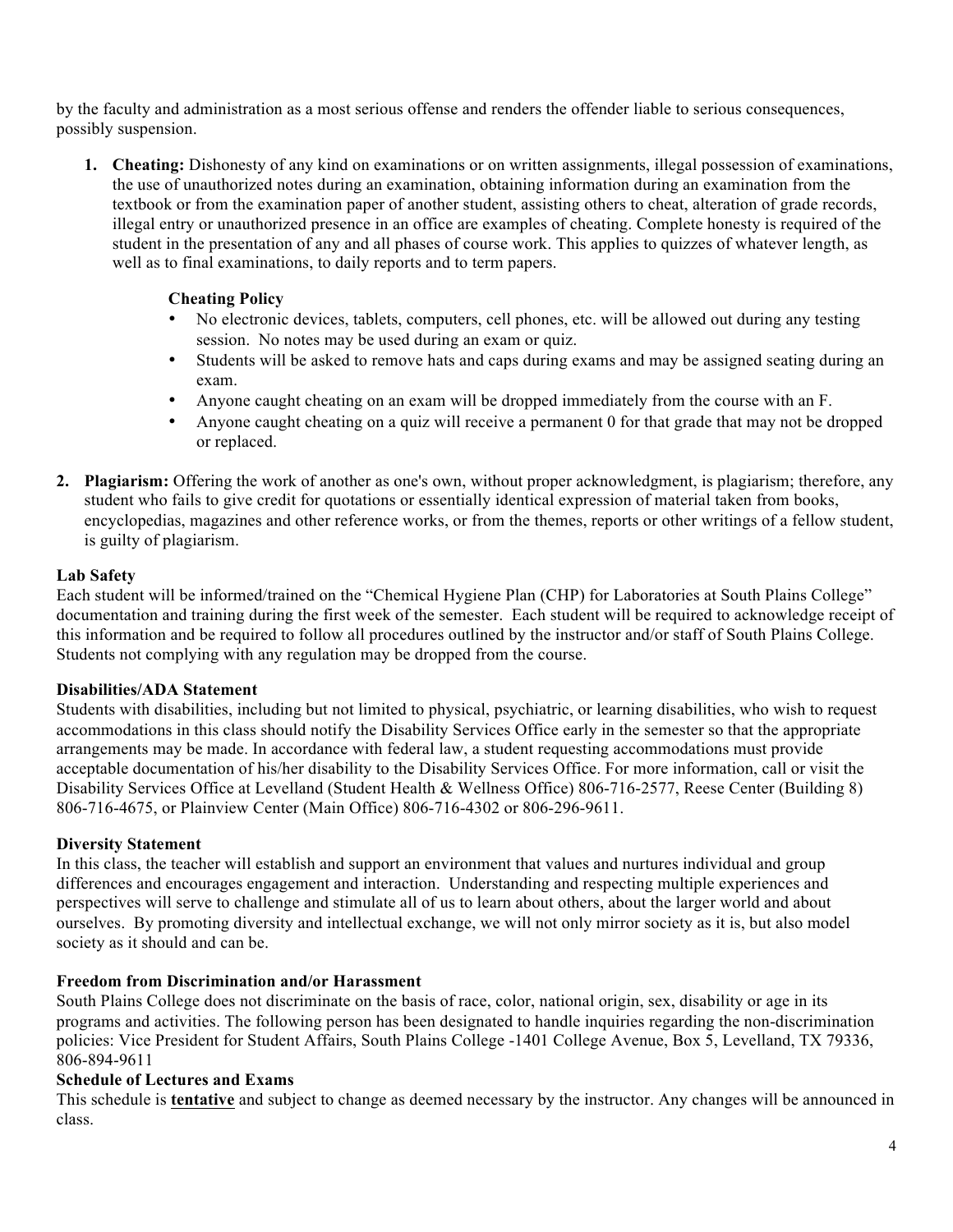by the faculty and administration as a most serious offense and renders the offender liable to serious consequences, possibly suspension.

1. **Cheating:** Dishonesty of any kind on examinations or on written assignments, illegal possession of examinations, the use of unauthorized notes during an examination, obtaining information during an examination from the textbook or from the examination paper of another student, assisting others to cheat, alteration of grade records, illegal entry or unauthorized presence in an office are examples of cheating. Complete honesty is required of the student in the presentation of any and all phases of course work. This applies to quizzes of whatever length, as well as to final examinations, to daily reports and to term papers.

   **Cheating Policy**
   - No electronic devices, tablets, computers, cell phones, etc. will be allowed out during any testing session. No notes may be used during an exam or quiz.
   - Students will be asked to remove hats and caps during exams and may be assigned seating during an exam.
   - Anyone caught cheating on an exam will be dropped immediately from the course with an F.
   - Anyone caught cheating on a quiz will receive a permanent 0 for that grade that may not be dropped or replaced.

2. **Plagiarism:** Offering the work of another as one's own, without proper acknowledgment, is plagiarism; therefore, any student who fails to give credit for quotations or essentially identical expression of material taken from books, encyclopedias, magazines and other reference works, or from the themes, reports or other writings of a fellow student, is guilty of plagiarism.

**Lab Safety**
Each student will be informed/trained on the "Chemical Hygiene Plan (CHP) for Laboratories at South Plains College" documentation and training during the first week of the semester. Each student will be required to acknowledge receipt of this information and be required to follow all procedures outlined by the instructor and/or staff of South Plains College. Students not complying with any regulation may be dropped from the course.

**Disabilities/ADA Statement**
Students with disabilities, including but not limited to physical, psychiatric, or learning disabilities, who wish to request accommodations in this class should notify the Disability Services Office early in the semester so that the appropriate arrangements may be made. In accordance with federal law, a student requesting accommodations must provide acceptable documentation of his/her disability to the Disability Services Office. For more information, call or visit the Disability Services Office at Levelland (Student Health & Wellness Office) 806-716-2577, Reese Center (Building 8) 806-716-4675, or Plainview Center (Main Office) 806-716-4302 or 806-296-9611.

**Diversity Statement**
In this class, the teacher will establish and support an environment that values and nurtures individual and group differences and encourages engagement and interaction. Understanding and respecting multiple experiences and perspectives will serve to challenge and stimulate all of us to learn about others, about the larger world and about ourselves. By promoting diversity and intellectual exchange, we will not only mirror society as it is, but also model society as it should and can be.

**Freedom from Discrimination and/or Harassment**
South Plains College does not discriminate on the basis of race, color, national origin, sex, disability or age in its programs and activities. The following person has been designated to handle inquiries regarding the non-discrimination policies: Vice President for Student Affairs, South Plains College -1401 College Avenue, Box 5, Levelland, TX 79336, 806-894-9611

**Schedule of Lectures and Exams**
This schedule is **tentative** and subject to change as deemed necessary by the instructor. Any changes will be announced in class.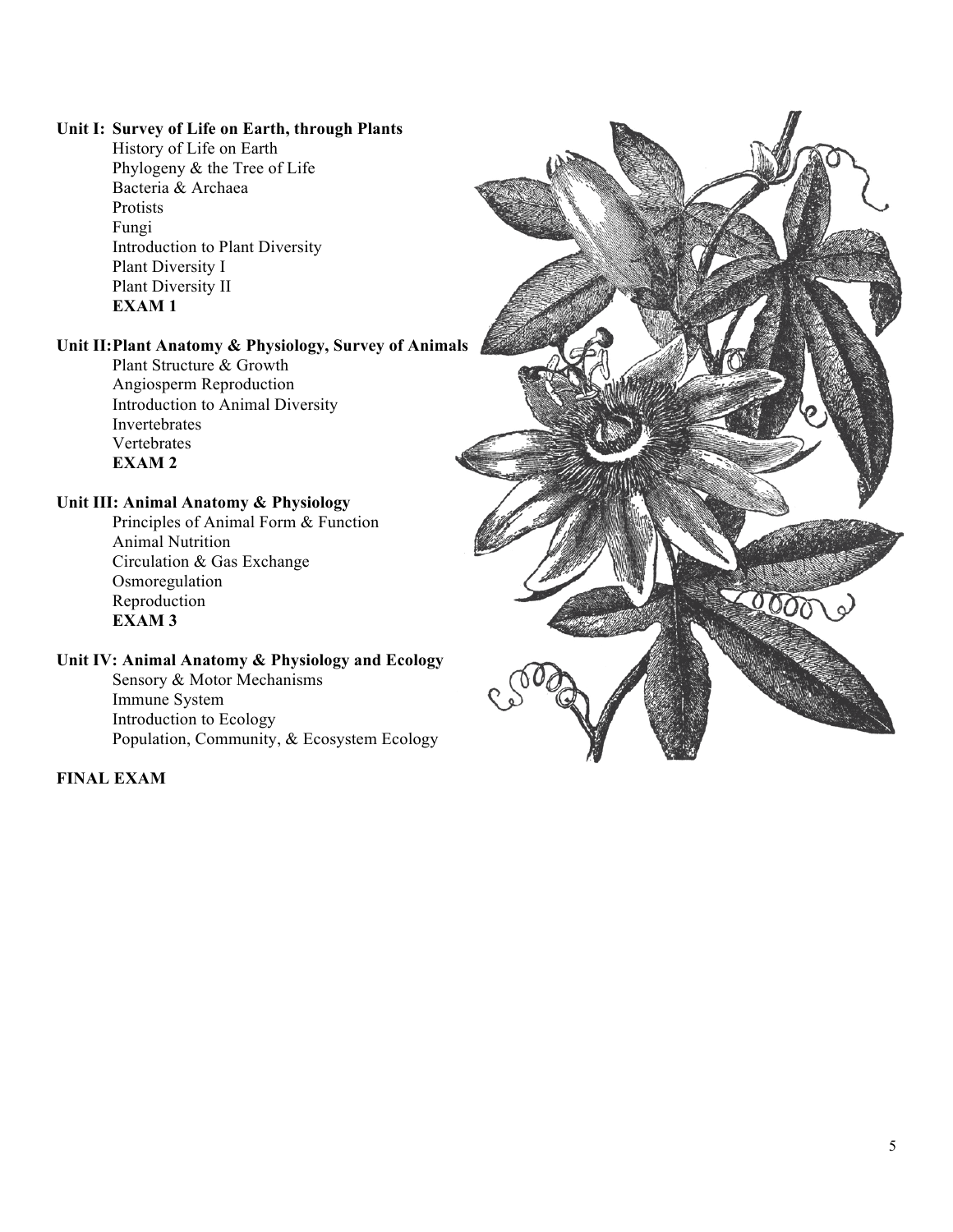**Unit I: Survey of Life on Earth, through Plants**

- History of Life on Earth
- Phylogeny & the Tree of Life
- Bacteria & Archaea
- Protists
- Fungi
- Introduction to Plant Diversity
- Plant Diversity I
- Plant Diversity II
- **EXAM 1**

**Unit II: Plant Anatomy & Physiology, Survey of Animals**

- Plant Structure & Growth
- Angiosperm Reproduction
- Introduction to Animal Diversity
- Invertebrates
- Vertebrates
- **EXAM 2**

**Unit III: Animal Anatomy & Physiology**

- Principles of Animal Form & Function
- Animal Nutrition
- Circulation & Gas Exchange
- Osmoregulation
- Reproduction
- **EXAM 3**

**Unit IV: Animal Anatomy & Physiology and Ecology**

- Sensory & Motor Mechanisms
- Immune System
- Introduction to Ecology
- Population, Community, & Ecosystem Ecology

**FINAL EXAM**